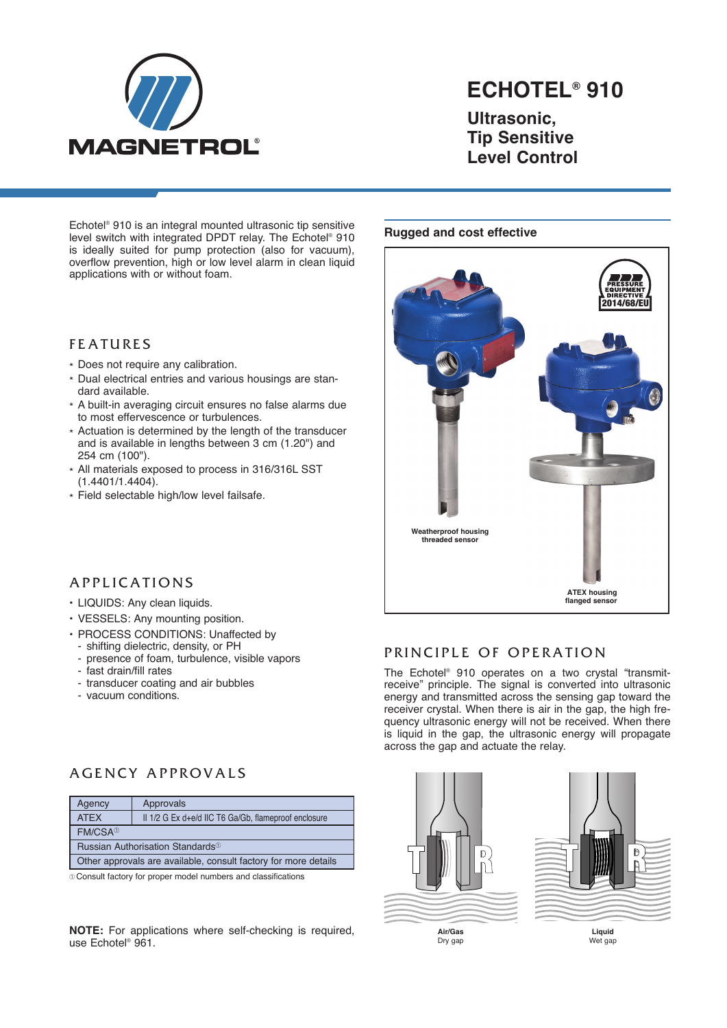# ECHOTEL® 910

## Ultrasonic, Tip Sensitive Level Control

Echotel® 910 is an integral mounted ultrasonic tip sensitive level switch with integrated DPDT relay. The Echotel® 910 is ideally suited for pump protection (also for vacuum), overflow prevention, high or low level alarm in clean liquid applications with or without foam.

## FEATURES

- Does not require any calibration.
- Dual electrical entries and various housings are standard available.
- A built-in averaging circuit ensures no false alarms due to most effervescence or turbulences.
- Actuation is determined by the length of the transducer and is available in lengths between 3 cm (1.20") and 254 cm (100").
- All materials exposed to process in 316/316L SST (1.4401/1.4404).
- Field selectable high/low level failsafe.

## APPLICATIONS

- LIQUIDS: Any clean liquids.
- VESSELS: Any mounting position.
- PROCESS CONDITIONS: Unaffected by
  - shifting dielectric, density, or PH
  - presence of foam, turbulence, visible vapors
  - fast drain/fill rates
  - transducer coating and air bubbles
  - vacuum conditions.

## AGENCY APPROVALS

| Agency | Approvals |
|---|---|
| ATEX | II 1/2 G Ex d+e/d IIC T6 Ga/Gb, flameproof enclosure |
| FM/CSA[1] | |
| Russian Authorisation Standards[1] | |
| Other approvals are available, consult factory for more details | |

[1] Consult factory for proper model numbers and classifications

**NOTE:** For applications where self-checking is required, use Echotel® 961.

### Rugged and cost effective

PRESSURE EQUIPMENT DIRECTIVE 2014/68/EU

Weatherproof housing threaded sensor

ATEX housing flanged sensor

## PRINCIPLE OF OPERATION

The Echotel® 910 operates on a two crystal "transmit-receive" principle. The signal is converted into ultrasonic energy and transmitted across the sensing gap toward the receiver crystal. When there is air in the gap, the high frequency ultrasonic energy will not be received. When there is liquid in the gap, the ultrasonic energy will propagate across the gap and actuate the relay.

**Air/Gas**
Dry gap

**Liquid**
Wet gap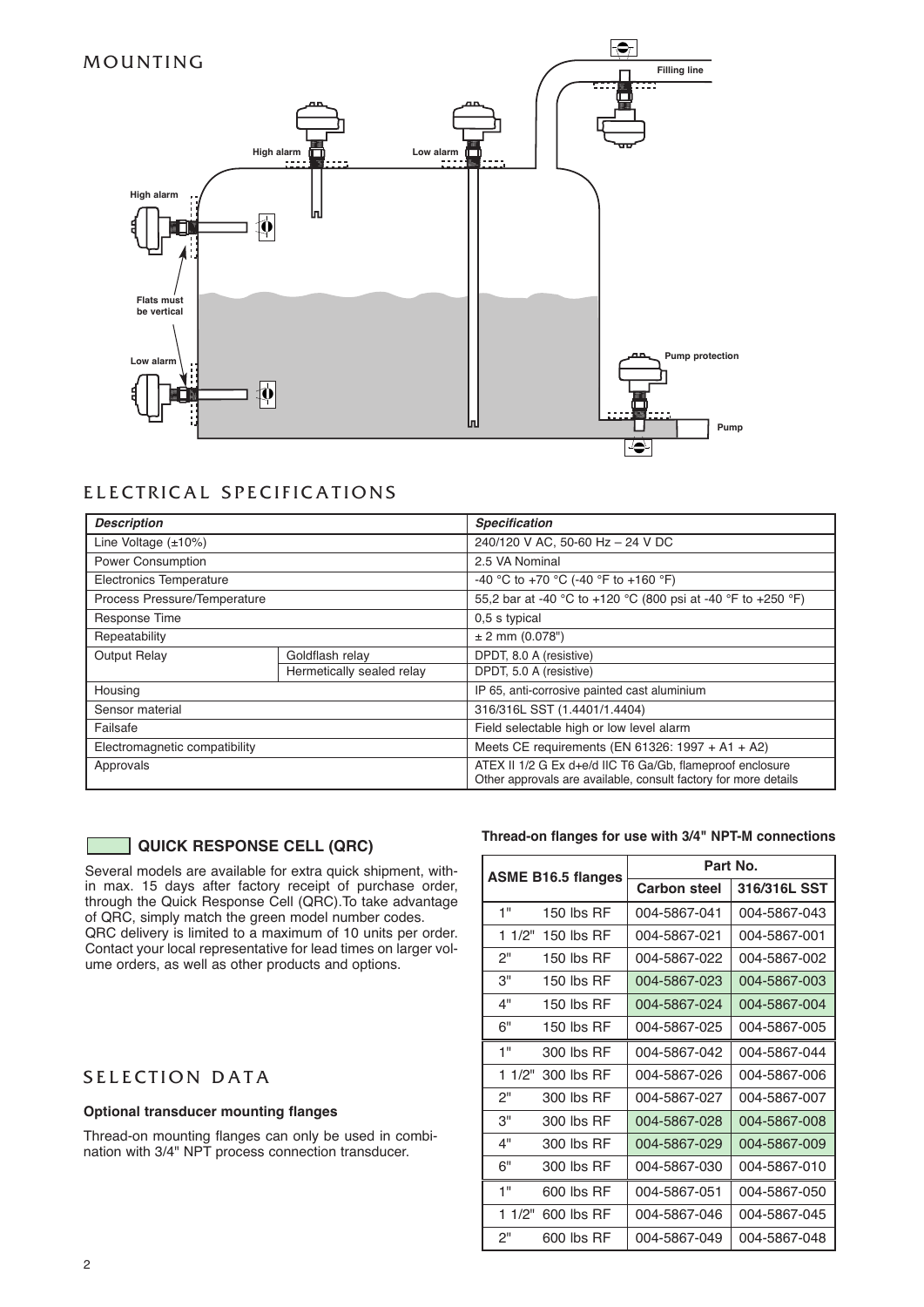## MOUNTING

High alarm

Low alarm

Filling line

High alarm

Flats must be vertical

Low alarm

Pump protection

Pump

## ELECTRICAL SPECIFICATIONS

| *Description* | | *Specification* |
|---|---|---|
| Line Voltage (±10%) | | 240/120 V AC, 50-60 Hz – 24 V DC |
| Power Consumption | | 2.5 VA Nominal |
| Electronics Temperature | | -40 °C to +70 °C (-40 °F to +160 °F) |
| Process Pressure/Temperature | | 55,2 bar at -40 °C to +120 °C (800 psi at -40 °F to +250 °F) |
| Response Time | | 0,5 s typical |
| Repeatability | | ± 2 mm (0.078") |
| Output Relay | Goldflash relay | DPDT, 8.0 A (resistive) |
| | Hermetically sealed relay | DPDT, 5.0 A (resistive) |
| Housing | | IP 65, anti-corrosive painted cast aluminium |
| Sensor material | | 316/316L SST (1.4401/1.4404) |
| Failsafe | | Field selectable high or low level alarm |
| Electromagnetic compatibility | | Meets CE requirements (EN 61326: 1997 + A1 + A2) |
| Approvals | | ATEX II 1/2 G Ex d+e/d IIC T6 Ga/Gb, flameproof enclosure<br>Other approvals are available, consult factory for more details |

### QUICK RESPONSE CELL (QRC)

Several models are available for extra quick shipment, within max. 15 days after factory receipt of purchase order, through the Quick Response Cell (QRC).To take advantage of QRC, simply match the green model number codes.
QRC delivery is limited to a maximum of 10 units per order. Contact your local representative for lead times on larger volume orders, as well as other products and options.

## SELECTION DATA

**Optional transducer mounting flanges**

Thread-on mounting flanges can only be used in combination with 3/4" NPT process connection transducer.

**Thread-on flanges for use with 3/4" NPT-M connections**

| ASME B16.5 flanges | | Part No. | |
|---|---|---|---|
| | | **Carbon steel** | **316/316L SST** |
| 1" | 150 lbs RF | 004-5867-041 | 004-5867-043 |
| 1 1/2" | 150 lbs RF | 004-5867-021 | 004-5867-001 |
| 2" | 150 lbs RF | 004-5867-022 | 004-5867-002 |
| 3" | 150 lbs RF | 004-5867-023 | 004-5867-003 |
| 4" | 150 lbs RF | 004-5867-024 | 004-5867-004 |
| 6" | 150 lbs RF | 004-5867-025 | 004-5867-005 |
| 1" | 300 lbs RF | 004-5867-042 | 004-5867-044 |
| 1 1/2" | 300 lbs RF | 004-5867-026 | 004-5867-006 |
| 2" | 300 lbs RF | 004-5867-027 | 004-5867-007 |
| 3" | 300 lbs RF | 004-5867-028 | 004-5867-008 |
| 4" | 300 lbs RF | 004-5867-029 | 004-5867-009 |
| 6" | 300 lbs RF | 004-5867-030 | 004-5867-010 |
| 1" | 600 lbs RF | 004-5867-051 | 004-5867-050 |
| 1 1/2" | 600 lbs RF | 004-5867-046 | 004-5867-045 |
| 2" | 600 lbs RF | 004-5867-049 | 004-5867-048 |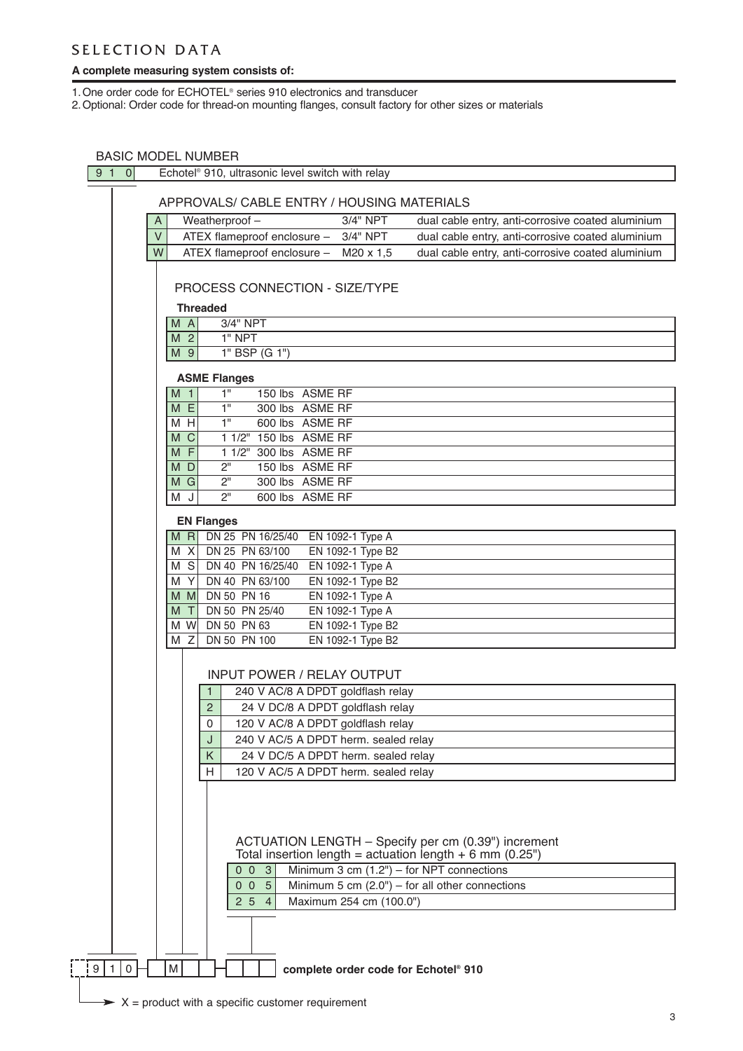# SELECTION DATA

**A complete measuring system consists of:**

1. One order code for ECHOTEL® series 910 electronics and transducer
2. Optional: Order code for thread-on mounting flanges, consult factory for other sizes or materials

## BASIC MODEL NUMBER

| Code | Description |
|---|---|
| 9 1 0 | Echotel® 910, ultrasonic level switch with relay |

## APPROVALS/ CABLE ENTRY / HOUSING MATERIALS

| Code | Approval | Cable entry | Housing |
|---|---|---|---|
| A | Weatherproof – | 3/4" NPT | dual cable entry, anti-corrosive coated aluminium |
| V | ATEX flameproof enclosure – | 3/4" NPT | dual cable entry, anti-corrosive coated aluminium |
| W | ATEX flameproof enclosure – | M20 x 1,5 | dual cable entry, anti-corrosive coated aluminium |

## PROCESS CONNECTION - SIZE/TYPE

**Threaded**

| Code | Connection |
|---|---|
| M A | 3/4" NPT |
| M 2 | 1" NPT |
| M 9 | 1" BSP (G 1") |

**ASME Flanges**

| Code | Size | Rating | Type |
|---|---|---|---|
| M 1 | 1" | 150 lbs | ASME RF |
| M E | 1" | 300 lbs | ASME RF |
| M H | 1" | 600 lbs | ASME RF |
| M C | 1 1/2" | 150 lbs | ASME RF |
| M F | 1 1/2" | 300 lbs | ASME RF |
| M D | 2" | 150 lbs | ASME RF |
| M G | 2" | 300 lbs | ASME RF |
| M J | 2" | 600 lbs | ASME RF |

**EN Flanges**

| Code | Size | Rating | Type |
|---|---|---|---|
| M R | DN 25 | PN 16/25/40 | EN 1092-1 Type A |
| M X | DN 25 | PN 63/100 | EN 1092-1 Type B2 |
| M S | DN 40 | PN 16/25/40 | EN 1092-1 Type A |
| M Y | DN 40 | PN 63/100 | EN 1092-1 Type B2 |
| M M | DN 50 | PN 16 | EN 1092-1 Type A |
| M T | DN 50 | PN 25/40 | EN 1092-1 Type A |
| M W | DN 50 | PN 63 | EN 1092-1 Type B2 |
| M Z | DN 50 | PN 100 | EN 1092-1 Type B2 |

## INPUT POWER / RELAY OUTPUT

| Code | Description |
|---|---|
| 1 | 240 V AC/8 A DPDT goldflash relay |
| 2 | 24 V DC/8 A DPDT goldflash relay |
| 0 | 120 V AC/8 A DPDT goldflash relay |
| J | 240 V AC/5 A DPDT herm. sealed relay |
| K | 24 V DC/5 A DPDT herm. sealed relay |
| H | 120 V AC/5 A DPDT herm. sealed relay |

## ACTUATION LENGTH – Specify per cm (0.39") increment

Total insertion length = actuation length + 6 mm (0.25")

| Code | Description |
|---|---|
| 0 0 3 | Minimum 3 cm (1.2") – for NPT connections |
| 0 0 5 | Minimum 5 cm (2.0") – for all other connections |
| 2 5 4 | Maximum 254 cm (100.0") |

| 9 | 1 | 0 | | M | | | | | | **complete order code for Echotel® 910** |
|---|---|---|---|---|---|---|---|---|---|---|

X = product with a specific customer requirement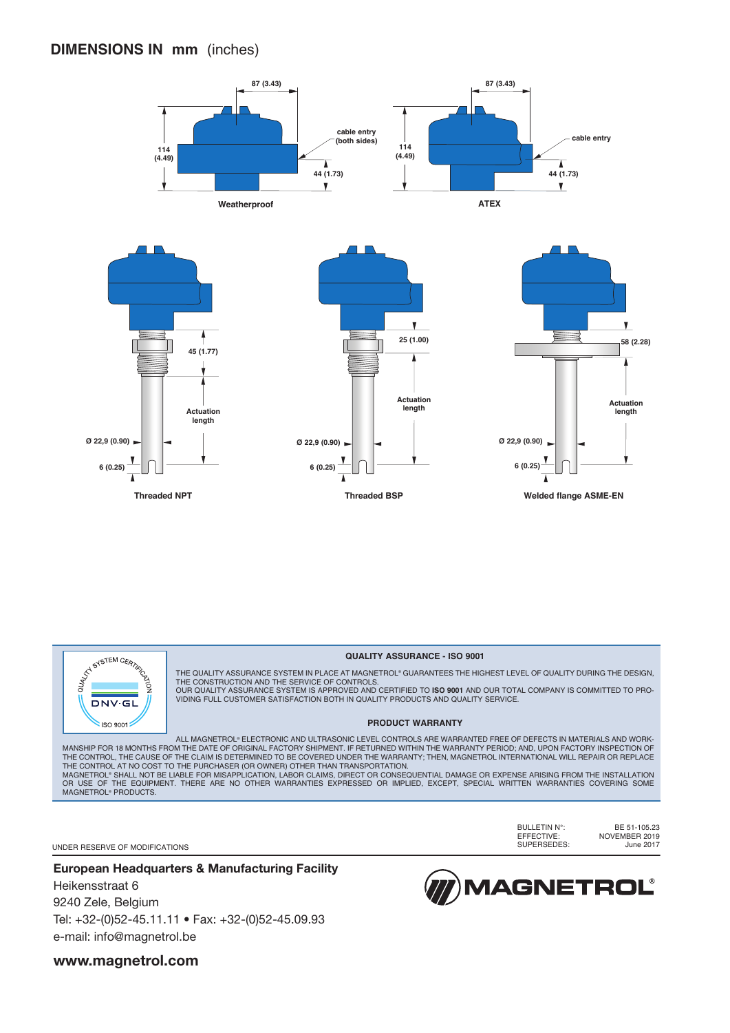## DIMENSIONS IN mm (inches)

87 (3.43)
cable entry (both sides)
114 (4.49)
44 (1.73)
Weatherproof

87 (3.43)
cable entry
114 (4.49)
44 (1.73)
ATEX

45 (1.77)
Actuation length
Ø 22,9 (0.90)
6 (0.25)
Threaded NPT

25 (1.00)
Actuation length
Ø 22,9 (0.90)
6 (0.25)
Threaded BSP

58 (2.28)
Actuation length
Ø 22,9 (0.90)
6 (0.25)
Welded flange ASME-EN

### QUALITY ASSURANCE - ISO 9001

QUALITY SYSTEM CERTIFICATION DNV·GL ISO 9001

THE QUALITY ASSURANCE SYSTEM IN PLACE AT MAGNETROL® GUARANTEES THE HIGHEST LEVEL OF QUALITY DURING THE DESIGN, THE CONSTRUCTION AND THE SERVICE OF CONTROLS.
OUR QUALITY ASSURANCE SYSTEM IS APPROVED AND CERTIFIED TO **ISO 9001** AND OUR TOTAL COMPANY IS COMMITTED TO PROVIDING FULL CUSTOMER SATISFACTION BOTH IN QUALITY PRODUCTS AND QUALITY SERVICE.

### PRODUCT WARRANTY

ALL MAGNETROL® ELECTRONIC AND ULTRASONIC LEVEL CONTROLS ARE WARRANTED FREE OF DEFECTS IN MATERIALS AND WORKMANSHIP FOR 18 MONTHS FROM THE DATE OF ORIGINAL FACTORY SHIPMENT. IF RETURNED WITHIN THE WARRANTY PERIOD; AND, UPON FACTORY INSPECTION OF THE CONTROL, THE CAUSE OF THE CLAIM IS DETERMINED TO BE COVERED UNDER THE WARRANTY; THEN, MAGNETROL INTERNATIONAL WILL REPAIR OR REPLACE THE CONTROL AT NO COST TO THE PURCHASER (OR OWNER) OTHER THAN TRANSPORTATION.
MAGNETROL® SHALL NOT BE LIABLE FOR MISAPPLICATION, LABOR CLAIMS, DIRECT OR CONSEQUENTIAL DAMAGE OR EXPENSE ARISING FROM THE INSTALLATION OR USE OF THE EQUIPMENT. THERE ARE NO OTHER WARRANTIES EXPRESSED OR IMPLIED, EXCEPT, SPECIAL WRITTEN WARRANTIES COVERING SOME MAGNETROL® PRODUCTS.

UNDER RESERVE OF MODIFICATIONS

| | |
|---|---|
| BULLETIN N°: | BE 51-105.23 |
| EFFECTIVE: | NOVEMBER 2019 |
| SUPERSEDES: | June 2017 |

**European Headquarters & Manufacturing Facility**
Heikensstraat 6
9240 Zele, Belgium
Tel: +32-(0)52-45.11.11 • Fax: +32-(0)52-45.09.93
e-mail: info@magnetrol.be

MAGNETROL®

**www.magnetrol.com**